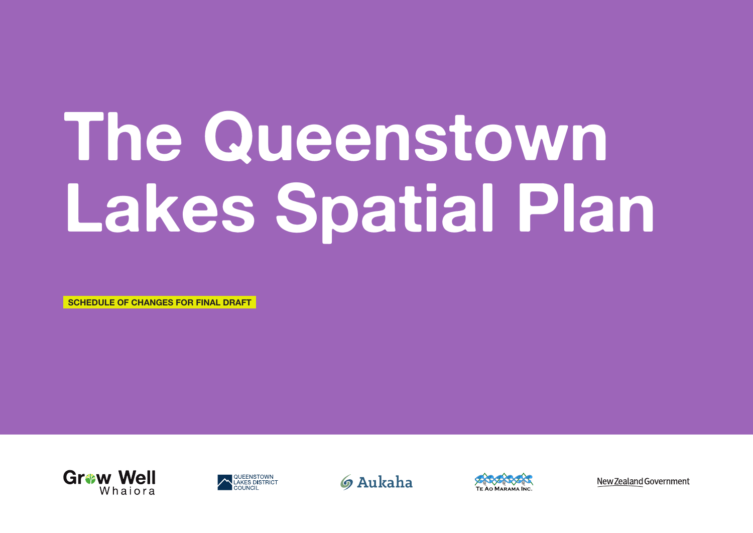# The Queenstown Lakes Spatial Plan

**SCHEDULE OF CHANGES FOR FINAL DRAFT**

Grow Well Whaiora

QUEENSTOWN LAKES DISTRICT COUNCIL

Aukaha

Te Ao Marama Inc.

New Zealand Government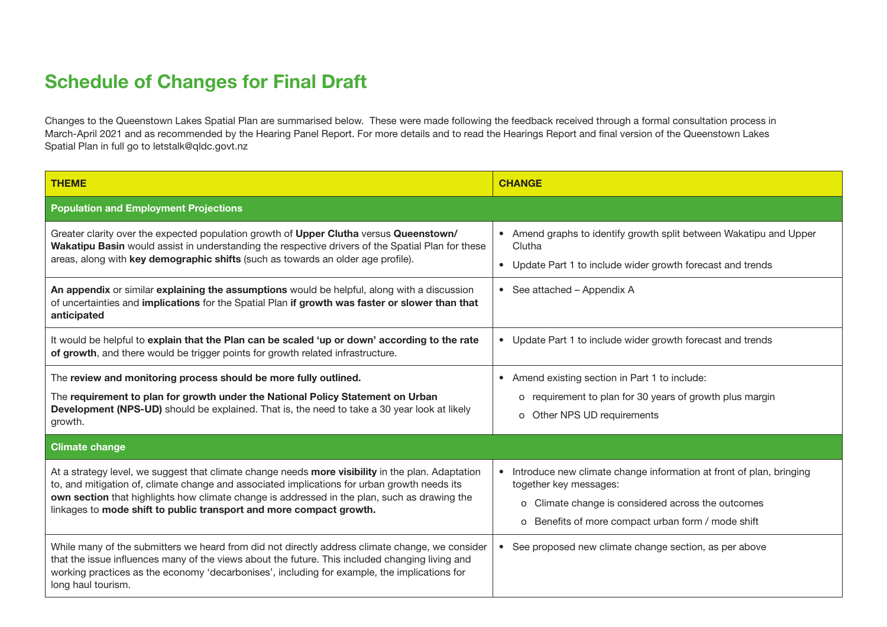# Schedule of Changes for Final Draft

Changes to the Queenstown Lakes Spatial Plan are summarised below. These were made following the feedback received through a formal consultation process in March-April 2021 and as recommended by the Hearing Panel Report. For more details and to read the Hearings Report and final version of the Queenstown Lakes Spatial Plan in full go to letstalk@qldc.govt.nz

| THEME | CHANGE |
|---|---|
| **Population and Employment Projections** | |
| Greater clarity over the expected population growth of **Upper Clutha** versus **Queenstown/ Wakatipu Basin** would assist in understanding the respective drivers of the Spatial Plan for these areas, along with **key demographic shifts** (such as towards an older age profile). | • Amend graphs to identify growth split between Wakatipu and Upper Clutha<br>• Update Part 1 to include wider growth forecast and trends |
| **An appendix** or similar **explaining the assumptions** would be helpful, along with a discussion of uncertainties and **implications** for the Spatial Plan **if growth was faster or slower than anticipated** | • See attached – Appendix A |
| It would be helpful to **explain that the Plan can be scaled 'up or down' according to the rate of growth**, and there would be trigger points for growth related infrastructure. | • Update Part 1 to include wider growth forecast and trends |
| The **review and monitoring process should be more fully outlined.**<br>The **requirement to plan for growth under the National Policy Statement on Urban Development (NPS-UD)** should be explained. That is, the need to take a 30 year look at likely growth. | • Amend existing section in Part 1 to include:<br>o requirement to plan for 30 years of growth plus margin<br>o Other NPS UD requirements |
| **Climate change** | |
| At a strategy level, we suggest that climate change needs **more visibility** in the plan. Adaptation to, and mitigation of, climate change and associated implications for urban growth needs its **own section** that highlights how climate change is addressed in the plan, such as drawing the linkages to **mode shift to public transport and more compact growth.** | • Introduce new climate change information at front of plan, bringing together key messages:<br>o Climate change is considered across the outcomes<br>o Benefits of more compact urban form / mode shift |
| While many of the submitters we heard from did not directly address climate change, we consider that the issue influences many of the views about the future. This included changing living and working practices as the economy 'decarbonises', including for example, the implications for long haul tourism. | • See proposed new climate change section, as per above |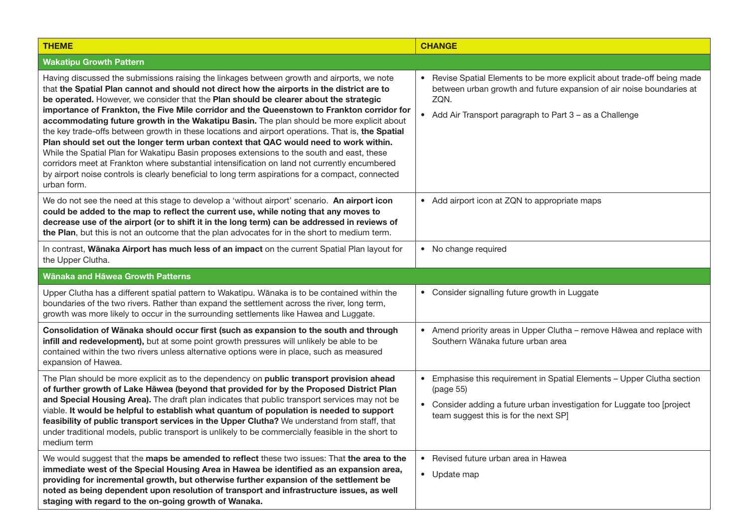| THEME | CHANGE |
|---|---|
| **Wakatipu Growth Pattern** | |
| Having discussed the submissions raising the linkages between growth and airports, we note that **the Spatial Plan cannot and should not direct how the airports in the district are to be operated.** However, we consider that the **Plan should be clearer about the strategic importance of Frankton, the Five Mile corridor and the Queenstown to Frankton corridor for accommodating future growth in the Wakatipu Basin.** The plan should be more explicit about the key trade-offs between growth in these locations and airport operations. That is, **the Spatial Plan should set out the longer term urban context that QAC would need to work within.** While the Spatial Plan for Wakatipu Basin proposes extensions to the south and east, these corridors meet at Frankton where substantial intensification on land not currently encumbered by airport noise controls is clearly beneficial to long term aspirations for a compact, connected urban form. | • Revise Spatial Elements to be more explicit about trade-off being made between urban growth and future expansion of air noise boundaries at ZQN.<br>• Add Air Transport paragraph to Part 3 – as a Challenge |
| We do not see the need at this stage to develop a 'without airport' scenario. **An airport icon could be added to the map to reflect the current use, while noting that any moves to decrease use of the airport (or to shift it in the long term) can be addressed in reviews of the Plan**, but this is not an outcome that the plan advocates for in the short to medium term. | • Add airport icon at ZQN to appropriate maps |
| In contrast, **Wānaka Airport has much less of an impact** on the current Spatial Plan layout for the Upper Clutha. | • No change required |
| **Wānaka and Hāwea Growth Patterns** | |
| Upper Clutha has a different spatial pattern to Wakatipu. Wānaka is to be contained within the boundaries of the two rivers. Rather than expand the settlement across the river, long term, growth was more likely to occur in the surrounding settlements like Hawea and Luggate. | • Consider signalling future growth in Luggate |
| **Consolidation of Wānaka should occur first (such as expansion to the south and through infill and redevelopment),** but at some point growth pressures will unlikely be able to be contained within the two rivers unless alternative options were in place, such as measured expansion of Hawea. | • Amend priority areas in Upper Clutha – remove Hāwea and replace with Southern Wānaka future urban area |
| The Plan should be more explicit as to the dependency on **public transport provision ahead of further growth of Lake Hāwea (beyond that provided for by the Proposed District Plan and Special Housing Area).** The draft plan indicates that public transport services may not be viable. **It would be helpful to establish what quantum of population is needed to support feasibility of public transport services in the Upper Clutha?** We understand from staff, that under traditional models, public transport is unlikely to be commercially feasible in the short to medium term | • Emphasise this requirement in Spatial Elements – Upper Clutha section (page 55)<br>• Consider adding a future urban investigation for Luggate too [project team suggest this is for the next SP] |
| We would suggest that the **maps be amended to reflect** these two issues: That **the area to the immediate west of the Special Housing Area in Hawea be identified as an expansion area, providing for incremental growth, but otherwise further expansion of the settlement be noted as being dependent upon resolution of transport and infrastructure issues, as well staging with regard to the on-going growth of Wanaka.** | • Revised future urban area in Hawea<br>• Update map |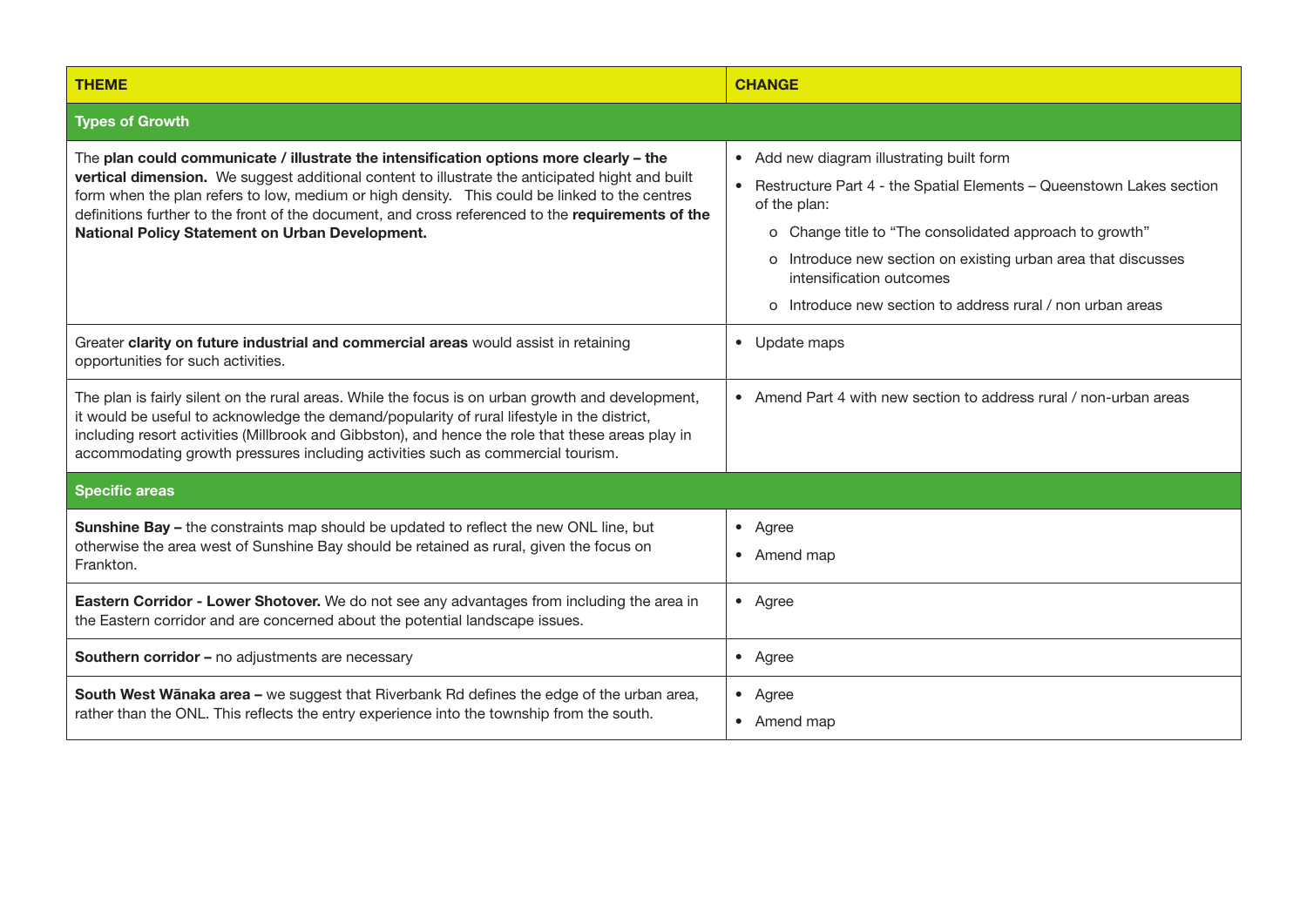| THEME | CHANGE |
|---|---|
| **Types of Growth** | |
| The **plan could communicate / illustrate the intensification options more clearly – the vertical dimension.** We suggest additional content to illustrate the anticipated hight and built form when the plan refers to low, medium or high density. This could be linked to the centres definitions further to the front of the document, and cross referenced to the **requirements of the National Policy Statement on Urban Development.** | • Add new diagram illustrating built form<br>• Restructure Part 4 - the Spatial Elements – Queenstown Lakes section of the plan:<br>  o Change title to "The consolidated approach to growth"<br>  o Introduce new section on existing urban area that discusses intensification outcomes<br>  o Introduce new section to address rural / non urban areas |
| Greater **clarity on future industrial and commercial areas** would assist in retaining opportunities for such activities. | • Update maps |
| The plan is fairly silent on the rural areas. While the focus is on urban growth and development, it would be useful to acknowledge the demand/popularity of rural lifestyle in the district, including resort activities (Millbrook and Gibbston), and hence the role that these areas play in accommodating growth pressures including activities such as commercial tourism. | • Amend Part 4 with new section to address rural / non-urban areas |
| **Specific areas** | |
| **Sunshine Bay –** the constraints map should be updated to reflect the new ONL line, but otherwise the area west of Sunshine Bay should be retained as rural, given the focus on Frankton. | • Agree<br>• Amend map |
| **Eastern Corridor - Lower Shotover.** We do not see any advantages from including the area in the Eastern corridor and are concerned about the potential landscape issues. | • Agree |
| **Southern corridor –** no adjustments are necessary | • Agree |
| **South West Wānaka area –** we suggest that Riverbank Rd defines the edge of the urban area, rather than the ONL. This reflects the entry experience into the township from the south. | • Agree<br>• Amend map |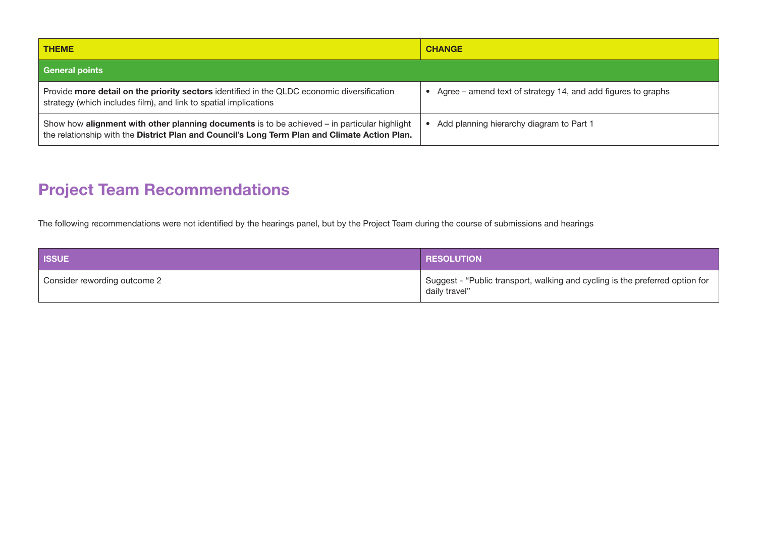| THEME | CHANGE |
| --- | --- |
| **General points** | |
| Provide **more detail on the priority sectors** identified in the QLDC economic diversification strategy (which includes film), and link to spatial implications | • Agree – amend text of strategy 14, and add figures to graphs |
| Show how **alignment with other planning documents** is to be achieved – in particular highlight the relationship with the **District Plan and Council's Long Term Plan and Climate Action Plan.** | • Add planning hierarchy diagram to Part 1 |

## Project Team Recommendations

The following recommendations were not identified by the hearings panel, but by the Project Team during the course of submissions and hearings

| ISSUE | RESOLUTION |
| --- | --- |
| Consider rewording outcome 2 | Suggest - "Public transport, walking and cycling is the preferred option for daily travel" |